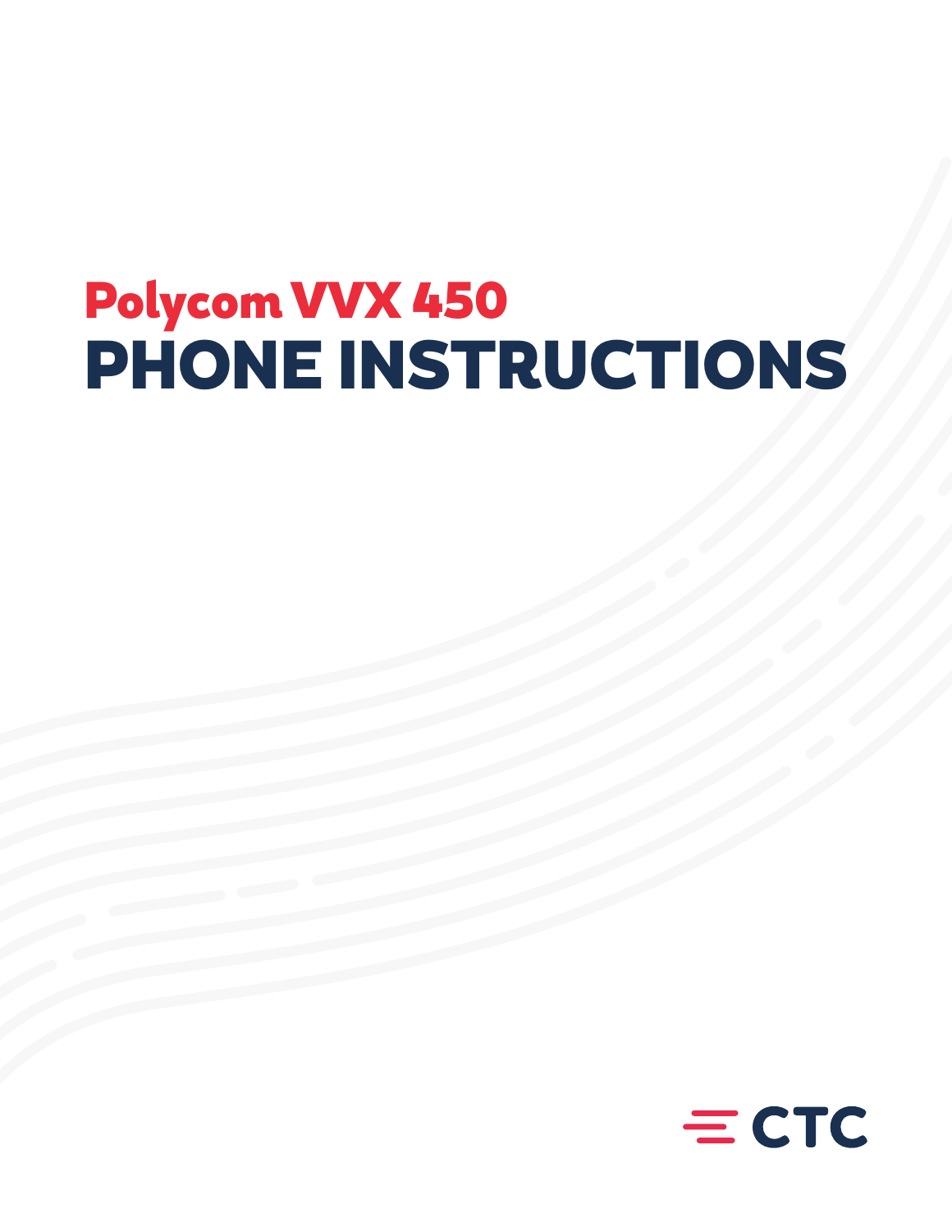# Polycom VVX 450

# PHONE INSTRUCTIONS

CTC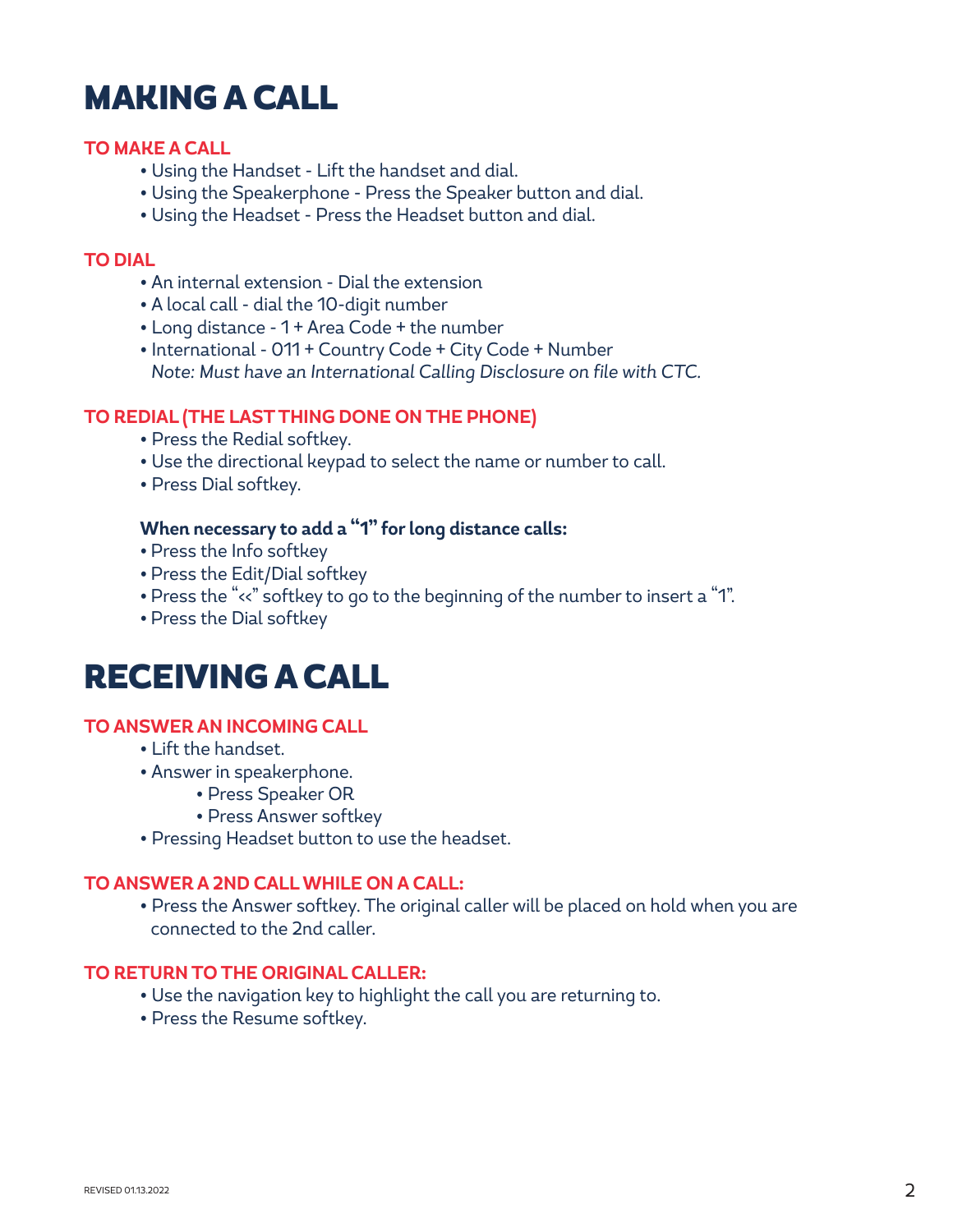# MAKING A CALL

### TO MAKE A CALL

- Using the Handset - Lift the handset and dial.
- Using the Speakerphone - Press the Speaker button and dial.
- Using the Headset - Press the Headset button and dial.

### TO DIAL

- An internal extension - Dial the extension
- A local call - dial the 10-digit number
- Long distance - 1 + Area Code + the number
- International - 011 + Country Code + City Code + Number
  *Note: Must have an International Calling Disclosure on file with CTC.*

### TO REDIAL (THE LAST THING DONE ON THE PHONE)

- Press the Redial softkey.
- Use the directional keypad to select the name or number to call.
- Press Dial softkey.

**When necessary to add a "1" for long distance calls:**

- Press the Info softkey
- Press the Edit/Dial softkey
- Press the "<<" softkey to go to the beginning of the number to insert a "1".
- Press the Dial softkey

# RECEIVING A CALL

### TO ANSWER AN INCOMING CALL

- Lift the handset.
- Answer in speakerphone.
  - Press Speaker OR
  - Press Answer softkey
- Pressing Headset button to use the headset.

### TO ANSWER A 2ND CALL WHILE ON A CALL:

- Press the Answer softkey. The original caller will be placed on hold when you are connected to the 2nd caller.

### TO RETURN TO THE ORIGINAL CALLER:

- Use the navigation key to highlight the call you are returning to.
- Press the Resume softkey.

REVISED 01.13.2022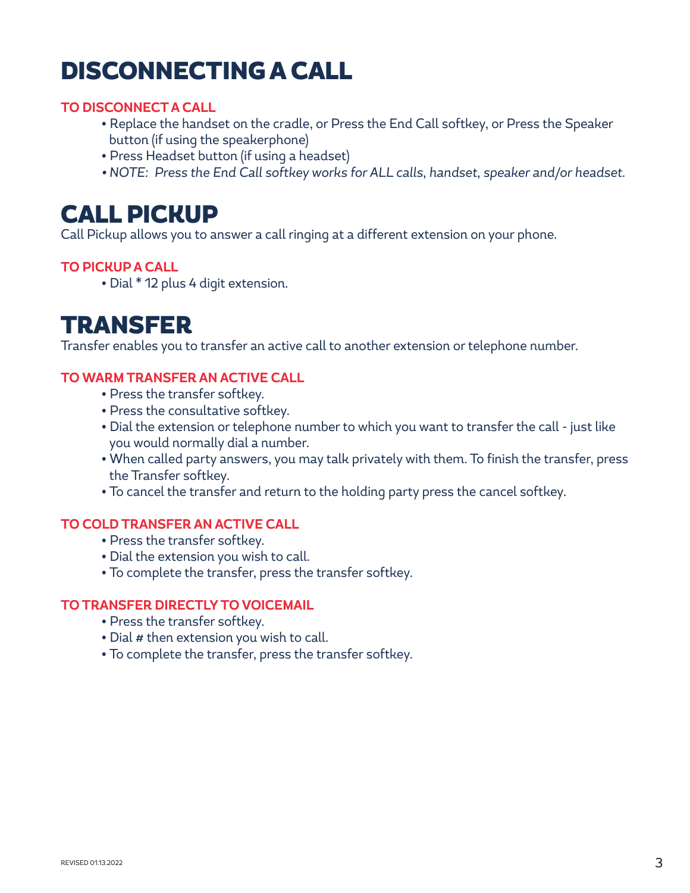# DISCONNECTING A CALL

### TO DISCONNECT A CALL

- Replace the handset on the cradle, or Press the End Call softkey, or Press the Speaker button (if using the speakerphone)
- Press Headset button (if using a headset)
- *NOTE: Press the End Call softkey works for ALL calls, handset, speaker and/or headset.*

# CALL PICKUP

Call Pickup allows you to answer a call ringing at a different extension on your phone.

### TO PICKUP A CALL

- Dial * 12 plus 4 digit extension.

# TRANSFER

Transfer enables you to transfer an active call to another extension or telephone number.

### TO WARM TRANSFER AN ACTIVE CALL

- Press the transfer softkey.
- Press the consultative softkey.
- Dial the extension or telephone number to which you want to transfer the call - just like you would normally dial a number.
- When called party answers, you may talk privately with them. To finish the transfer, press the Transfer softkey.
- To cancel the transfer and return to the holding party press the cancel softkey.

### TO COLD TRANSFER AN ACTIVE CALL

- Press the transfer softkey.
- Dial the extension you wish to call.
- To complete the transfer, press the transfer softkey.

### TO TRANSFER DIRECTLY TO VOICEMAIL

- Press the transfer softkey.
- Dial **#** then extension you wish to call.
- To complete the transfer, press the transfer softkey.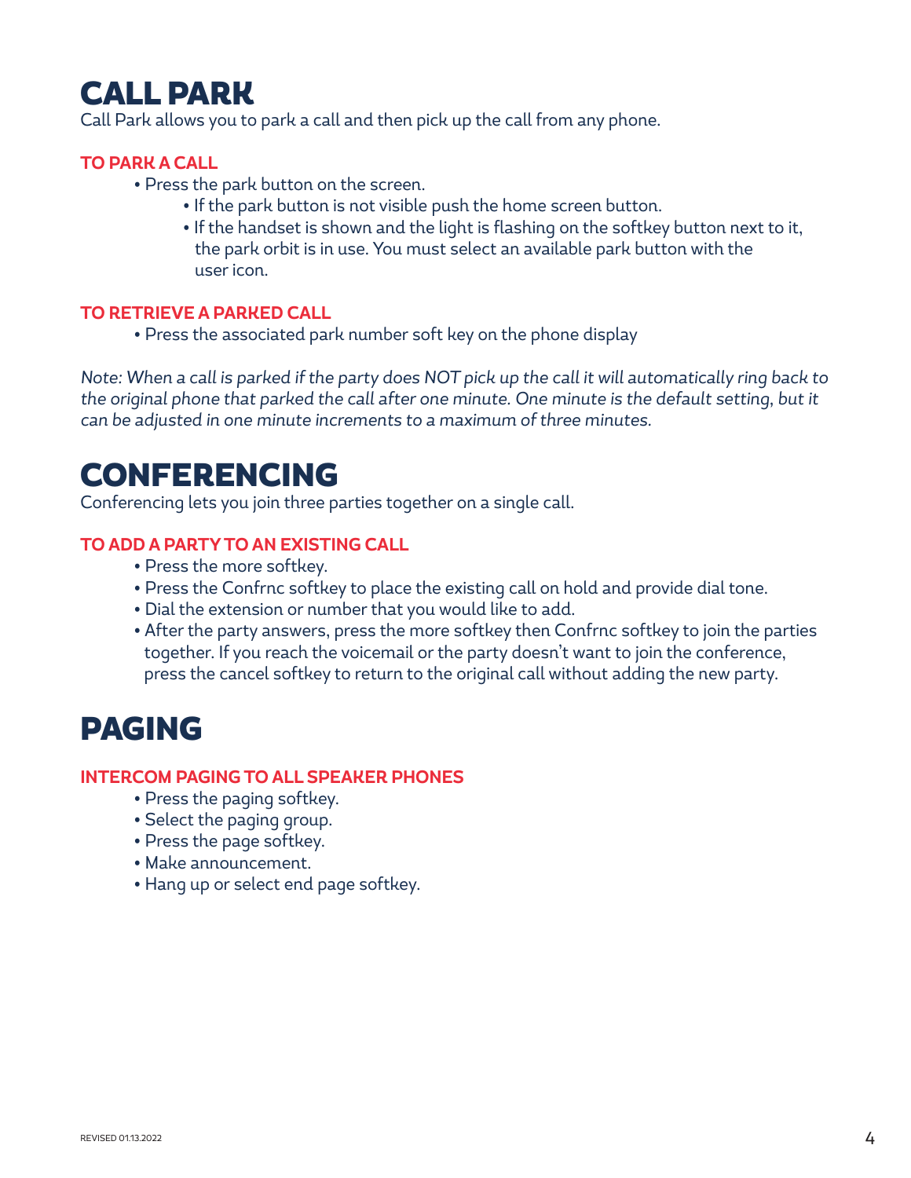# CALL PARK

Call Park allows you to park a call and then pick up the call from any phone.

### TO PARK A CALL

- Press the park button on the screen.
    - If the park button is not visible push the home screen button.
    - If the handset is shown and the light is flashing on the softkey button next to it, the park orbit is in use. You must select an available park button with the user icon.

### TO RETRIEVE A PARKED CALL

- Press the associated park number soft key on the phone display

*Note: When a call is parked if the party does NOT pick up the call it will automatically ring back to the original phone that parked the call after one minute. One minute is the default setting, but it can be adjusted in one minute increments to a maximum of three minutes.*

# CONFERENCING

Conferencing lets you join three parties together on a single call.

### TO ADD A PARTY TO AN EXISTING CALL

- Press the more softkey.
- Press the Confrnc softkey to place the existing call on hold and provide dial tone.
- Dial the extension or number that you would like to add.
- After the party answers, press the more softkey then Confrnc softkey to join the parties together. If you reach the voicemail or the party doesn't want to join the conference, press the cancel softkey to return to the original call without adding the new party.

# PAGING

### INTERCOM PAGING TO ALL SPEAKER PHONES

- Press the paging softkey.
- Select the paging group.
- Press the page softkey.
- Make announcement.
- Hang up or select end page softkey.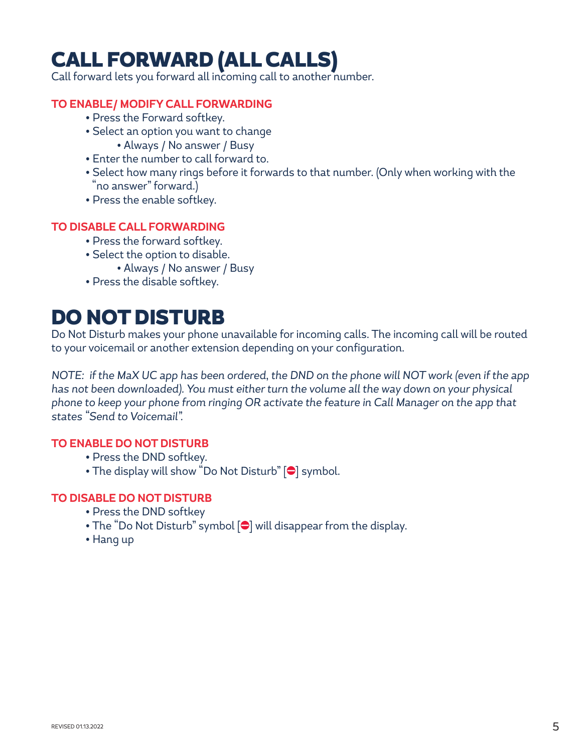# CALL FORWARD (ALL CALLS)

Call forward lets you forward all incoming call to another number.

### TO ENABLE/ MODIFY CALL FORWARDING

- Press the Forward softkey.
- Select an option you want to change
    - Always / No answer / Busy
- Enter the number to call forward to.
- Select how many rings before it forwards to that number. (Only when working with the "no answer" forward.)
- Press the enable softkey.

### TO DISABLE CALL FORWARDING

- Press the forward softkey.
- Select the option to disable.
    - Always / No answer / Busy
- Press the disable softkey.

# DO NOT DISTURB

Do Not Disturb makes your phone unavailable for incoming calls. The incoming call will be routed to your voicemail or another extension depending on your configuration.

*NOTE: if the MaX UC app has been ordered, the DND on the phone will NOT work (even if the app has not been downloaded). You must either turn the volume all the way down on your physical phone to keep your phone from ringing OR activate the feature in Call Manager on the app that states "Send to Voicemail".*

### TO ENABLE DO NOT DISTURB

- Press the DND softkey.
- The display will show "Do Not Disturb" [⛔] symbol.

### TO DISABLE DO NOT DISTURB

- Press the DND softkey
- The "Do Not Disturb" symbol [⛔] will disappear from the display.
- Hang up

REVISED 01.13.2022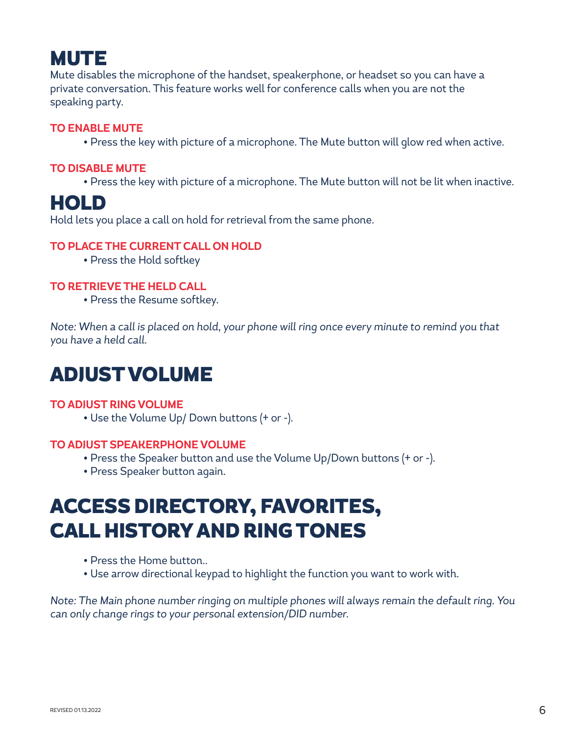# MUTE

Mute disables the microphone of the handset, speakerphone, or headset so you can have a private conversation. This feature works well for conference calls when you are not the speaking party.

### TO ENABLE MUTE

- Press the key with picture of a microphone. The Mute button will glow red when active.

### TO DISABLE MUTE

- Press the key with picture of a microphone. The Mute button will not be lit when inactive.

# HOLD

Hold lets you place a call on hold for retrieval from the same phone.

### TO PLACE THE CURRENT CALL ON HOLD

- Press the Hold softkey

### TO RETRIEVE THE HELD CALL

- Press the Resume softkey.

*Note: When a call is placed on hold, your phone will ring once every minute to remind you that you have a held call.*

# ADJUST VOLUME

### TO ADJUST RING VOLUME

- Use the Volume Up/ Down buttons (+ or -).

### TO ADJUST SPEAKERPHONE VOLUME

- Press the Speaker button and use the Volume Up/Down buttons (+ or -).
- Press Speaker button again.

# ACCESS DIRECTORY, FAVORITES, CALL HISTORY AND RING TONES

- Press the Home button..
- Use arrow directional keypad to highlight the function you want to work with.

*Note: The Main phone number ringing on multiple phones will always remain the default ring. You can only change rings to your personal extension/DID number.*

REVISED 01.13.2022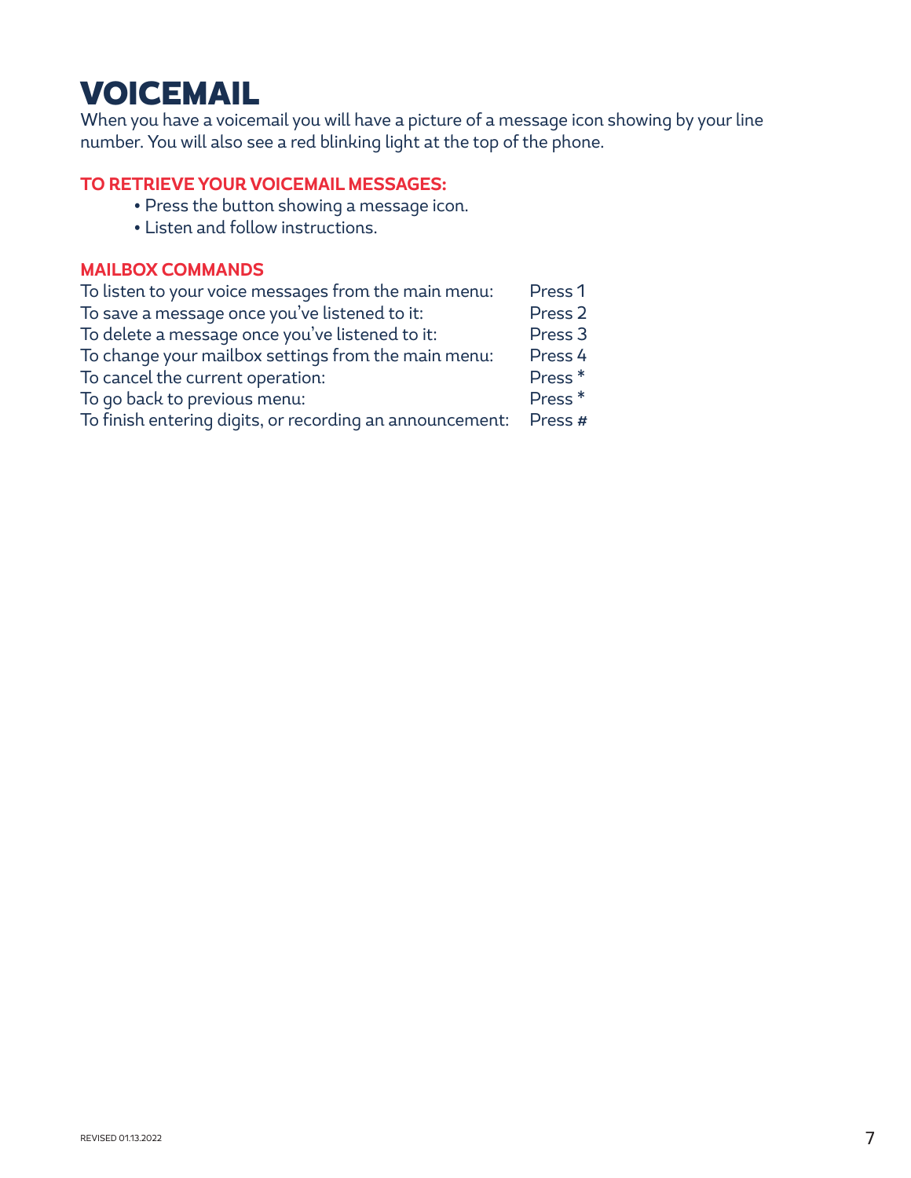# VOICEMAIL

When you have a voicemail you will have a picture of a message icon showing by your line number. You will also see a red blinking light at the top of the phone.

## TO RETRIEVE YOUR VOICEMAIL MESSAGES:

- Press the button showing a message icon.
- Listen and follow instructions.

## MAILBOX COMMANDS

| | |
|---|---|
| To listen to your voice messages from the main menu: | Press 1 |
| To save a message once you've listened to it: | Press 2 |
| To delete a message once you've listened to it: | Press 3 |
| To change your mailbox settings from the main menu: | Press 4 |
| To cancel the current operation: | Press * |
| To go back to previous menu: | Press * |
| To finish entering digits, or recording an announcement: | Press # |

REVISED 01.13.2022